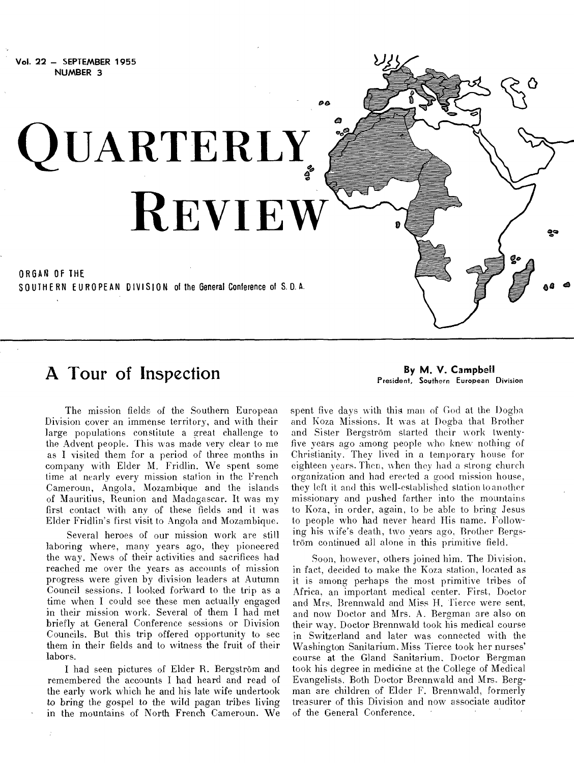Vol. 22 — SEPTEMBER 1955
NUMBER 3

# QUARTERLY REVIEW

ORGAN OF THE
SOUTHERN EUROPEAN DIVISION of the General Conference of S. D. A.

## A Tour of Inspection

By M. V. Campbell
President, Southern European Division

The mission fields of the Southern European Division cover an immense territory, and with their large populations constitute a great challenge to the Advent people. This was made very clear to me as I visited them for a period of three months in company with Elder M. Fridlin. We spent some time at nearly every mission station in the French Cameroun, Angola, Mozambique and the islands of Mauritius, Reunion and Madagascar. It was my first contact with any of these fields and it was Elder Fridlin's first visit to Angola and Mozambique.

Several heroes of our mission work are still laboring where, many years ago, they pioneered the way. News of their activities and sacrifices had reached me over the years as accounts of mission progress were given by division leaders at Autumn Council sessions. I looked forward to the trip as a time when I could see these men actually engaged in their mission work. Several of them I had met briefly at General Conference sessions or Division Councils. But this trip offered opportunity to see them in their fields and to witness the fruit of their labors.

I had seen pictures of Elder R. Bergström and remembered the accounts I had heard and read of the early work which he and his late wife undertook to bring the gospel to the wild pagan tribes living in the mountains of North French Cameroun. We spent five days with this man of God at the Dogba and Koza Missions. It was at Dogba that Brother and Sister Bergström started their work twenty-five years ago among people who knew nothing of Christianity. They lived in a temporary house for eighteen years. Then, when they had a strong church organization and had erected a good mission house, they left it and this well-established station to another missionary and pushed farther into the mountains to Koza, in order, again, to be able to bring Jesus to people who had never heard His name. Following his wife's death, two years ago, Brother Bergström continued all alone in this primitive field.

Soon, however, others joined him. The Division, in fact, decided to make the Koza station, located as it is among perhaps the most primitive tribes of Africa, an important medical center. First, Doctor and Mrs. Brennwald and Miss H. Tierce were sent, and now Doctor and Mrs. A. Bergman are also on their way. Doctor Brennwald took his medical course in Switzerland and later was connected with the Washington Sanitarium. Miss Tierce took her nurses' course at the Gland Sanitarium. Doctor Bergman took his degree in medicine at the College of Medical Evangelists. Both Doctor Brennwald and Mrs. Bergman are children of Elder F. Brennwald, formerly treasurer of this Division and now associate auditor of the General Conference.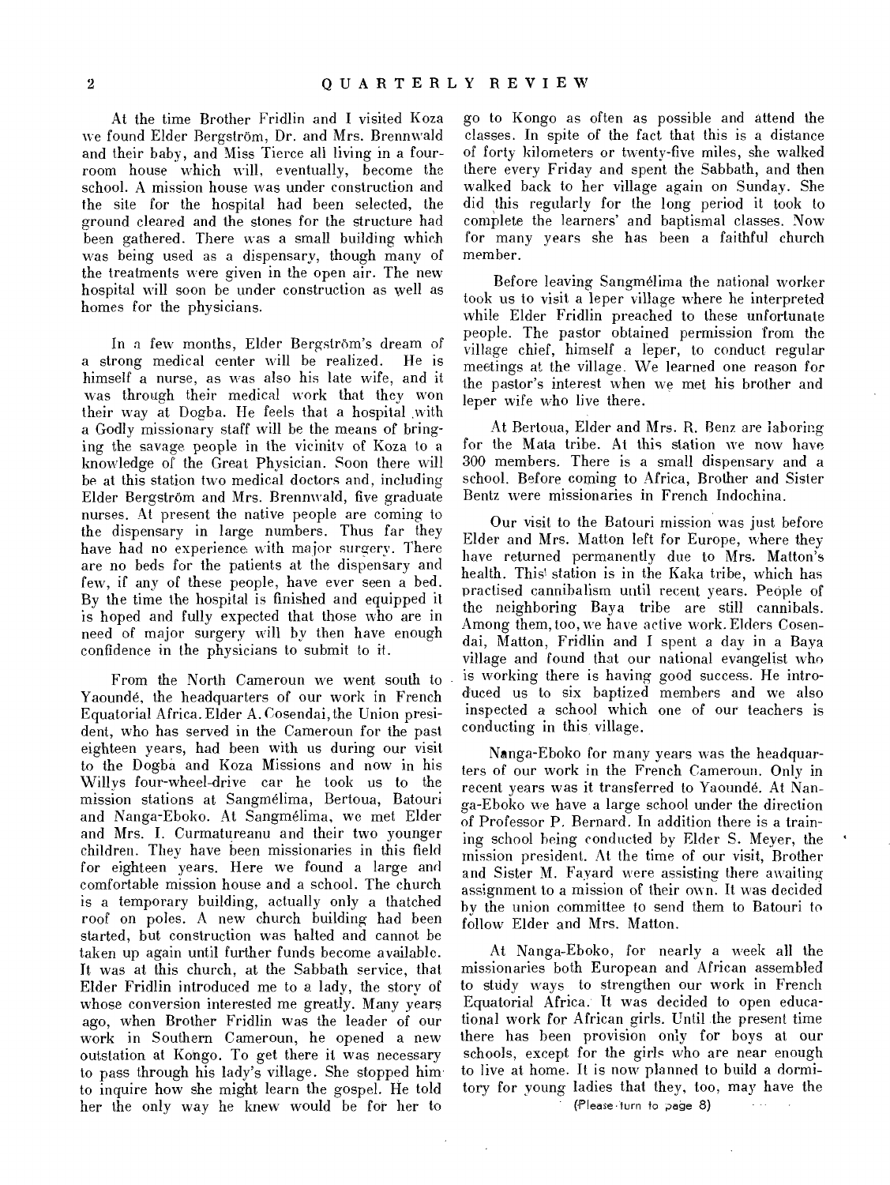At the time Brother Fridlin and I visited Koza we found Elder Bergström, Dr. and Mrs. Brennwald and their baby, and Miss Tierce all living in a four-room house which will, eventually, become the school. A mission house was under construction and the site for the hospital had been selected, the ground cleared and the stones for the structure had been gathered. There was a small building which was being used as a dispensary, though many of the treatments were given in the open air. The new hospital will soon be under construction as well as homes for the physicians.

In a few months, Elder Bergström's dream of a strong medical center will be realized. He is himself a nurse, as was also his late wife, and it was through their medical work that they won their way at Dogba. He feels that a hospital with a Godly missionary staff will be the means of bringing the savage people in the vicinity of Koza to a knowledge of the Great Physician. Soon there will be at this station two medical doctors and, including Elder Bergström and Mrs. Brennwald, five graduate nurses. At present the native people are coming to the dispensary in large numbers. Thus far they have had no experience with major surgery. There are no beds for the patients at the dispensary and few, if any of these people, have ever seen a bed. By the time the hospital is finished and equipped it is hoped and fully expected that those who are in need of major surgery will by then have enough confidence in the physicians to submit to it.

From the North Cameroun we went south to Yaoundé, the headquarters of our work in French Equatorial Africa. Elder A. Cosendai, the Union president, who has served in the Cameroun for the past eighteen years, had been with us during our visit to the Dogba and Koza Missions and now in his Willys four-wheel-drive car he took us to the mission stations at Sangmélima, Bertoua, Batouri and Nanga-Eboko. At Sangmélima, we met Elder and Mrs. I. Curmatureanu and their two younger children. They have been missionaries in this field for eighteen years. Here we found a large and comfortable mission house and a school. The church is a temporary building, actually only a thatched roof on poles. A new church building had been started, but construction was halted and cannot be taken up again until further funds become available. It was at this church, at the Sabbath service, that Elder Fridlin introduced me to a lady, the story of whose conversion interested me greatly. Many years ago, when Brother Fridlin was the leader of our work in Southern Cameroun, he opened a new outstation at Kongo. To get there it was necessary to pass through his lady's village. She stopped him to inquire how she might learn the gospel. He told her the only way he knew would be for her to go to Kongo as often as possible and attend the classes. In spite of the fact that this is a distance of forty kilometers or twenty-five miles, she walked there every Friday and spent the Sabbath, and then walked back to her village again on Sunday. She did this regularly for the long period it took to complete the learners' and baptismal classes. Now for many years she has been a faithful church member.

Before leaving Sangmélima the national worker took us to visit a leper village where he interpreted while Elder Fridlin preached to these unfortunate people. The pastor obtained permission from the village chief, himself a leper, to conduct regular meetings at the village. We learned one reason for the pastor's interest when we met his brother and leper wife who live there.

At Bertoua, Elder and Mrs. R. Benz are laboring for the Mata tribe. At this station we now have 300 members. There is a small dispensary and a school. Before coming to Africa, Brother and Sister Bentz were missionaries in French Indochina.

Our visit to the Batouri mission was just before Elder and Mrs. Matton left for Europe, where they have returned permanently due to Mrs. Matton's health. This station is in the Kaka tribe, which has practised cannibalism until recent years. People of the neighboring Baya tribe are still cannibals. Among them, too, we have active work. Elders Cosendai, Matton, Fridlin and I spent a day in a Baya village and found that our national evangelist who is working there is having good success. He introduced us to six baptized members and we also inspected a school which one of our teachers is conducting in this village.

Nanga-Eboko for many years was the headquarters of our work in the French Cameroun. Only in recent years was it transferred to Yaoundé. At Nanga-Eboko we have a large school under the direction of Professor P. Bernard. In addition there is a training school being conducted by Elder S. Meyer, the mission president. At the time of our visit, Brother and Sister M. Fayard were assisting there awaiting assignment to a mission of their own. It was decided by the union committee to send them to Batouri to follow Elder and Mrs. Matton.

At Nanga-Eboko, for nearly a week all the missionaries both European and African assembled to study ways to strengthen our work in French Equatorial Africa. It was decided to open educational work for African girls. Until the present time there has been provision only for boys at our schools, except for the girls who are near enough to live at home. It is now planned to build a dormitory for young ladies that they, too, may have the

(Please turn to page 8)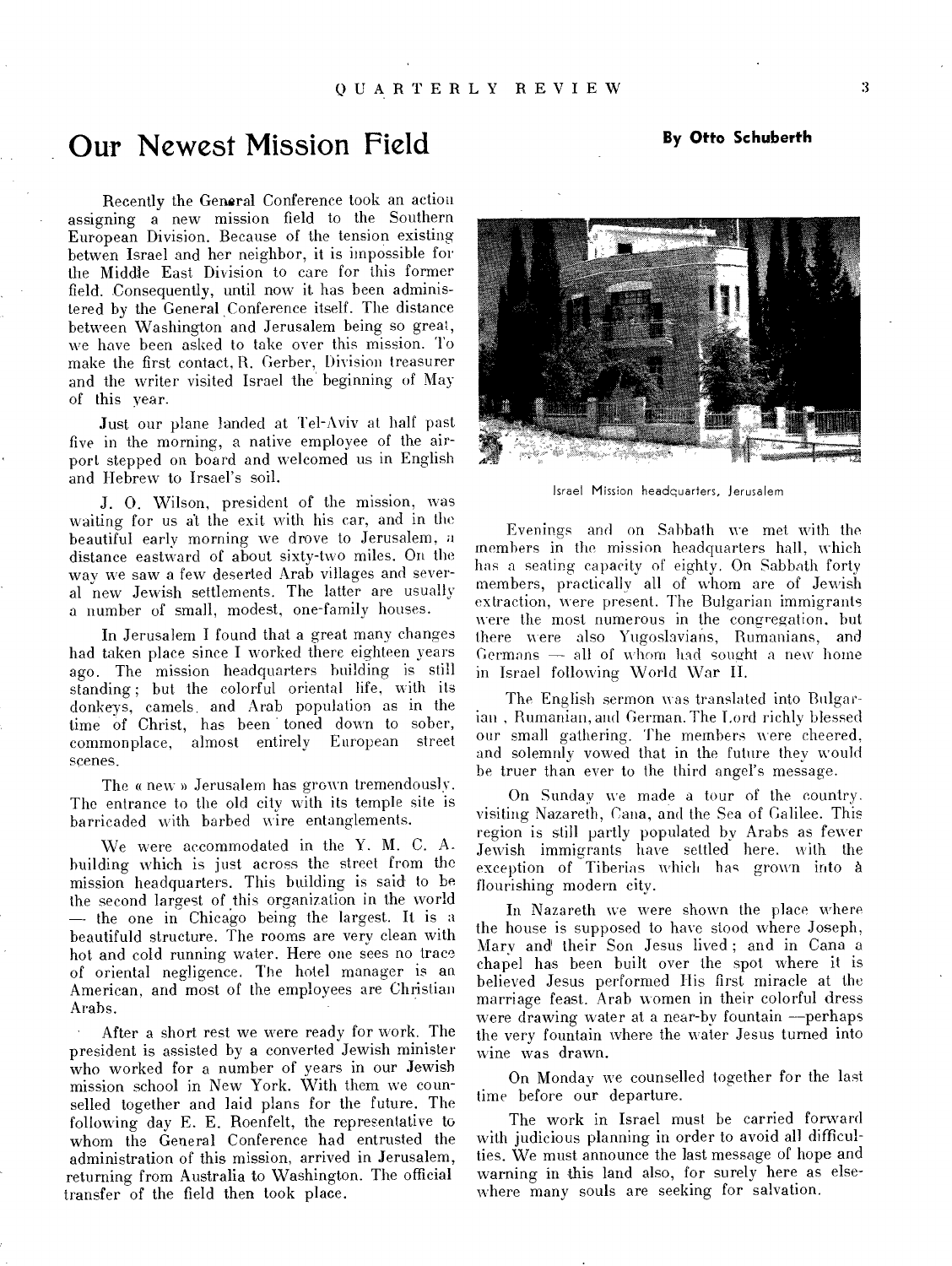# Our Newest Mission Field

**By Otto Schuberth**

Recently the General Conference took an action assigning a new mission field to the Southern European Division. Because of the tension existing betwen Israel and her neighbor, it is impossible for the Middle East Division to care for this former field. Consequently, until now it has been administered by the General Conference itself. The distance between Washington and Jerusalem being so great, we have been asked to take over this mission. To make the first contact, R. Gerber, Division treasurer and the writer visited Israel the beginning of May of this year.

Just our plane landed at Tel-Aviv at half past five in the morning, a native employee of the airport stepped on board and welcomed us in English and Hebrew to Irsael's soil.

J. O. Wilson, president of the mission, was waiting for us at the exit with his car, and in the beautiful early morning we drove to Jerusalem, a distance eastward of about sixty-two miles. On the way we saw a few deserted Arab villages and several new Jewish settlements. The latter are usually a number of small, modest, one-family houses.

In Jerusalem I found that a great many changes had taken place since I worked there eighteen years ago. The mission headquarters building is still standing; but the colorful oriental life, with its donkeys, camels, and Arab population as in the time of Christ, has been toned down to sober, commonplace, almost entirely European street scenes.

The « new » Jerusalem has grown tremendously. The entrance to the old city with its temple site is barricaded with barbed wire entanglements.

We were accommodated in the Y. M. C. A. building which is just across the street from the mission headquarters. This building is said to be the second largest of this organization in the world — the one in Chicago being the largest. It is a beautifuld structure. The rooms are very clean with hot and cold running water. Here one sees no trace of oriental negligence. The hotel manager is an American, and most of the employees are Christian Arabs.

After a short rest we were ready for work. The president is assisted by a converted Jewish minister who worked for a number of years in our Jewish mission school in New York. With them we counselled together and laid plans for the future. The following day E. E. Roenfelt, the representative to whom the General Conference had entrusted the administration of this mission, arrived in Jerusalem, returning from Australia to Washington. The official transfer of the field then took place.

Israel Mission headquarters, Jerusalem

Evenings and on Sabbath we met with the members in the mission headquarters hall, which has a seating capacity of eighty. On Sabbath forty members, practically all of whom are of Jewish extraction, were present. The Bulgarian immigrants were the most numerous in the congregation, but there were also Yugoslavians, Rumanians, and Germans — all of whom had sought a new home in Israel following World War II.

The English sermon was translated into Bulgarian, Rumanian, and German. The Lord richly blessed our small gathering. The members were cheered, and solemnly vowed that in the future they would be truer than ever to the third angel's message.

On Sunday we made a tour of the country, visiting Nazareth, Cana, and the Sea of Galilee. This region is still partly populated by Arabs as fewer Jewish immigrants have settled here, with the exception of Tiberias which has grown into à flourishing modern city.

In Nazareth we were shown the place where the house is supposed to have stood where Joseph, Mary and their Son Jesus lived; and in Cana a chapel has been built over the spot where it is believed Jesus performed His first miracle at the marriage feast. Arab women in their colorful dress were drawing water at a near-by fountain —perhaps the very fountain where the water Jesus turned into wine was drawn.

On Monday we counselled together for the last time before our departure.

The work in Israel must be carried forward with judicious planning in order to avoid all difficulties. We must announce the last message of hope and warning in this land also, for surely here as elsewhere many souls are seeking for salvation.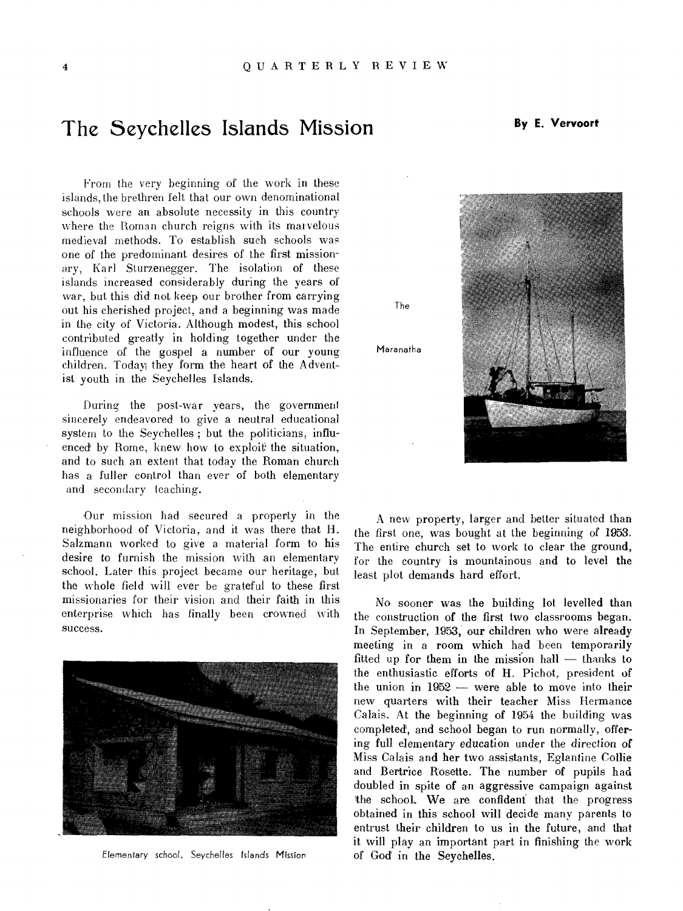# The Seychelles Islands Mission

**By E. Vervoort**

From the very beginning of the work in these islands, the brethren felt that our own denominational schools were an absolute necessity in this country where the Roman church reigns with its marvelous medieval methods. To establish such schools was one of the predominant desires of the first missionary, Karl Sturzenegger. The isolation of these islands increased considerably during the years of war, but this did not keep our brother from carrying out his cherished project, and a beginning was made in the city of Victoria. Although modest, this school contributed greatly in holding together under the influence of the gospel a number of our young children. Today they form the heart of the Adventist youth in the Seychelles Islands.

During the post-war years, the government sincerely endeavored to give a neutral educational system to the Seychelles; but the politicians, influenced by Rome, knew how to exploit the situation, and to such an extent that today the Roman church has a fuller control than ever of both elementary and secondary teaching.

Our mission had secured a property in the neighborhood of Victoria, and it was there that H. Salzmann worked to give a material form to his desire to furnish the mission with an elementary school. Later this project became our heritage, but the whole field will ever be grateful to these first missionaries for their vision and their faith in this enterprise which has finally been crowned with success.

Elementary school, Seychelles Islands Mission

The Maranatha

A new property, larger and better situated than the first one, was bought at the beginning of 1953. The entire church set to work to clear the ground, for the country is mountainous and to level the least plot demands hard effort.

No sooner was the building lot levelled than the construction of the first two classrooms began. In September, 1953, our children who were already meeting in a room which had been temporarily fitted up for them in the mission hall — thanks to the enthusiastic efforts of H. Pichot, president of the union in 1952 — were able to move into their new quarters with their teacher Miss Hermance Calais. At the beginning of 1954 the building was completed, and school began to run normally, offering full elementary education under the direction of Miss Calais and her two assistants, Eglantine Collie and Bertrice Rosette. The number of pupils had doubled in spite of an aggressive campaign against the school. We are confident that the progress obtained in this school will decide many parents to entrust their children to us in the future, and that it will play an important part in finishing the work of God in the Seychelles.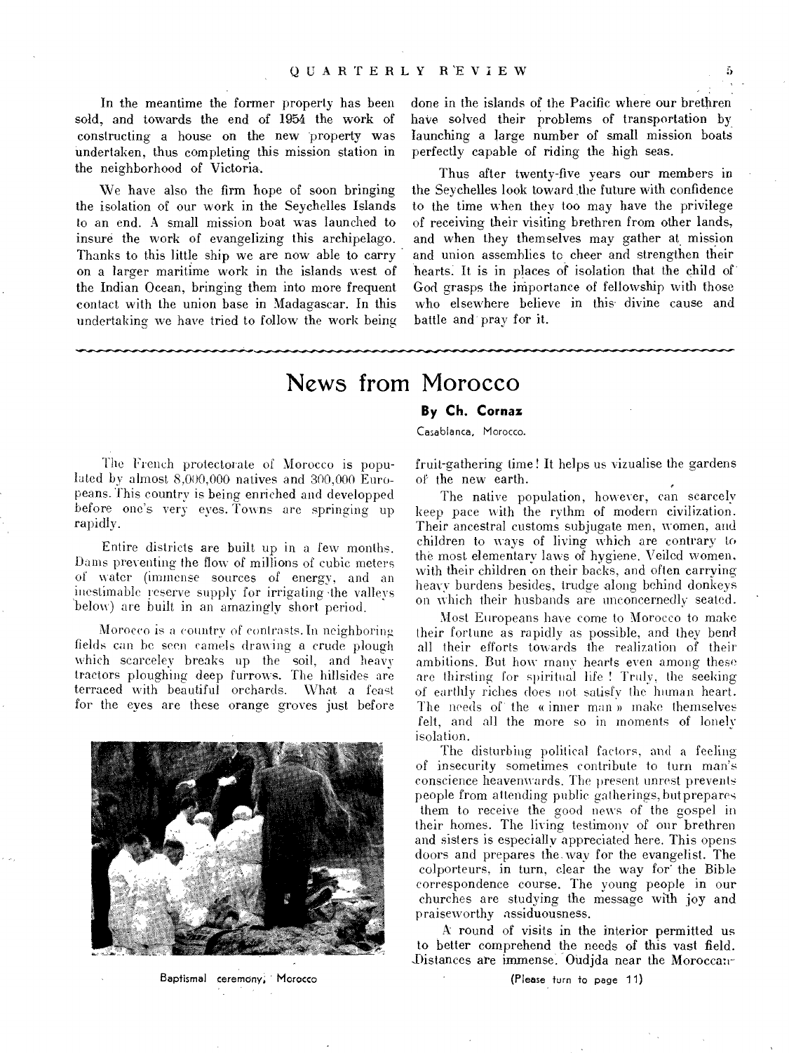In the meantime the former property has been sold, and towards the end of 1954 the work of constructing a house on the new property was undertaken, thus completing this mission station in the neighborhood of Victoria.

We have also the firm hope of soon bringing the isolation of our work in the Seychelles Islands to an end. A small mission boat was launched to insure the work of evangelizing this archipelago. Thanks to this little ship we are now able to carry on a larger maritime work in the islands west of the Indian Ocean, bringing them into more frequent contact with the union base in Madagascar. In this undertaking we have tried to follow the work being done in the islands of the Pacific where our brethren have solved their problems of transportation by launching a large number of small mission boats perfectly capable of riding the high seas.

Thus after twenty-five years our members in the Seychelles look toward the future with confidence to the time when they too may have the privilege of receiving their visiting brethren from other lands, and when they themselves may gather at mission and union assemblies to cheer and strengthen their hearts. It is in places of isolation that the child of God grasps the importance of fellowship with those who elsewhere believe in this divine cause and battle and pray for it.

# News from Morocco

**By Ch. Cornaz**

Casablanca, Morocco.

The French protectorate of Morocco is populated by almost 8,000,000 natives and 300,000 Europeans. This country is being enriched and developped before one's very eyes. Towns are springing up rapidly.

Entire districts are built up in a few months. Dams preventing the flow of millions of cubic meters of water (immense sources of energy, and an inestimable reserve supply for irrigating the valleys below) are built in an amazingly short period.

Morocco is a country of contrasts. In neighboring fields can be seen camels drawing a crude plough which scarceley breaks up the soil, and heavy tractors ploughing deep furrows. The hillsides are terraced with beautiful orchards. What a feast for the eyes are these orange groves just before fruit-gathering time! It helps us vizualise the gardens of the new earth.

Baptismal ceremony, Morocco

The native population, however, can scarcely keep pace with the rythm of modern civilization. Their ancestral customs subjugate men, women, and children to ways of living which are contrary to the most elementary laws of hygiene. Veiled women, with their children on their backs, and often carrying heavy burdens besides, trudge along behind donkeys on which their husbands are unconcernedly seated.

Most Europeans have come to Morocco to make their fortune as rapidly as possible, and they bend all their efforts towards the realization of their ambitions. But how many hearts even among these are thirsting for spiritual life! Truly, the seeking of earthly riches does not satisfy the human heart. The needs of the « inner man » make themselves felt, and all the more so in moments of lonely isolation.

The disturbing political factors, and a feeling of insecurity sometimes contribute to turn man's conscience heavenwards. The present unrest prevents people from attending public gatherings, but prepares them to receive the good news of the gospel in their homes. The living testimony of our brethren and sisters is especially appreciated here. This opens doors and prepares the way for the evangelist. The colporteurs, in turn, clear the way for the Bible correspondence course. The young people in our churches are studying the message with joy and praiseworthy assiduousness.

A round of visits in the interior permitted us to better comprehend the needs of this vast field. Distances are immense. Oudjda near the Moroccan-

(Please turn to page 11)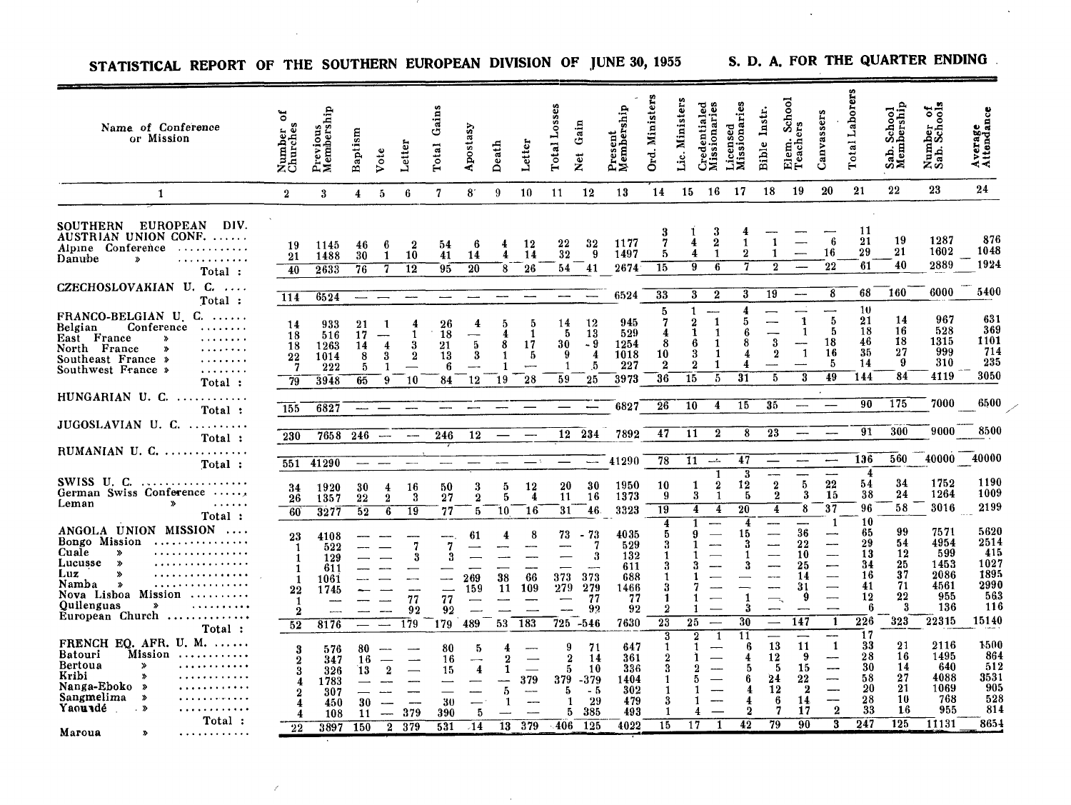## STATISTICAL REPORT OF THE SOUTHERN EUROPEAN DIVISION OF S. D. A. FOR THE QUARTER ENDING JUNE 30, 1955

| Name of Conference or Mission | Number of Churches | Previous Membership | Baptism | Vote | Letter | Total Gains | Apostasy | Death | Letter | Total Losses | Net Gain | Present Membership | Ord. Ministers | Lic. Ministers | Credentialed Missionaries | Licensed Missionaries | Bible Instr. | Elem. School Teachers | Canvassers | Total Laborers | Sab. School Membership | Number of Sab. Schools | Average Attendance |
|---|---|---|---|---|---|---|---|---|---|---|---|---|---|---|---|---|---|---|---|---|---|---|---|
| 1 | 2 | 3 | 4 | 5 | 6 | 7 | 8 | 9 | 10 | 11 | 12 | 13 | 14 | 15 | 16 | 17 | 18 | 19 | 20 | 21 | 22 | 23 | 24 |
| SOUTHERN EUROPEAN DIV. | | | | | | | | | | | | | | | | | | | | | | | |
| AUSTRIAN UNION CONF. | | | | | | | | | | | | | 3 | 1 | 3 | 4 | — | — | — | 11 | | | |
| Alpine Conference | 19 | 1145 | 46 | 6 | 2 | 54 | 6 | 4 | 12 | 22 | 32 | 1177 | 7 | 4 | 2 | 1 | 1 | — | 6 | 21 | 19 | 1287 | 876 |
| Danube » | 21 | 1488 | 30 | 1 | 10 | 41 | 14 | 4 | 14 | 32 | 9 | 1497 | 5 | 4 | 1 | 2 | 1 | — | 16 | 29 | 21 | 1602 | 1048 |
| Total : | 40 | 2633 | 76 | 7 | 12 | 95 | 20 | 8 | 26 | 54 | 41 | 2674 | 15 | 9 | 6 | 7 | 2 | — | 22 | 61 | 40 | 2889 | 1924 |
| CZECHOSLOVAKIAN U. C. | | | | | | | | | | | | | | | | | | | | | | | |
| Total : | 114 | 6524 | — | — | — | — | — | — | — | — | — | 6524 | 33 | 3 | 2 | 3 | 19 | — | 8 | 68 | 160 | 6000 | 5400 |
| FRANCO-BELGIAN U. C. | | | | | | | | | | | | | 5 | 1 | — | 4 | — | — | — | 10 | | | |
| Belgian Conference | 14 | 933 | 21 | 1 | 4 | 26 | 4 | 5 | 5 | 14 | 12 | 945 | 7 | 2 | 1 | 5 | — | 1 | 5 | 21 | 14 | 967 | 631 |
| East France » | 18 | 516 | 17 | — | 1 | 18 | — | 4 | 1 | 5 | 13 | 529 | 4 | 1 | 1 | 6 | — | 1 | 5 | 18 | 16 | 528 | 369 |
| North France » | 18 | 1263 | 14 | 4 | 3 | 21 | 5 | 8 | 17 | 30 | - 9 | 1254 | 8 | 6 | 1 | 8 | 3 | — | 18 | 46 | 18 | 1315 | 1101 |
| Southeast France » | 22 | 1014 | 8 | 3 | 2 | 13 | 3 | 1 | 5 | 9 | 4 | 1018 | 10 | 3 | 1 | 4 | 2 | 1 | 16 | 35 | 27 | 999 | 714 |
| Southwest France » | 7 | 222 | 5 | 1 | — | 6 | — | 1 | — | 1 | 5 | 227 | 2 | 2 | 1 | 4 | — | — | 5 | 14 | 9 | 310 | 235 |
| Total : | 79 | 3948 | 65 | 9 | 10 | 84 | 12 | 19 | 28 | 59 | 25 | 3973 | 36 | 15 | 5 | 31 | 5 | 3 | 49 | 144 | 84 | 4119 | 3050 |
| HUNGARIAN U. C. | | | | | | | | | | | | | | | | | | | | | | | |
| Total : | 155 | 6827 | — | — | — | — | — | — | — | — | — | 6827 | 26 | 10 | 4 | 15 | 35 | — | — | 90 | 175 | 7000 | 6500 |
| JUGOSLAVIAN U. C. | | | | | | | | | | | | | | | | | | | | | | | |
| Total : | 230 | 7658 | 246 | — | — | 246 | 12 | — | — | 12 | 234 | 7892 | 47 | 11 | 2 | 8 | 23 | — | — | 91 | 300 | 9000 | 8500 |
| RUMANIAN U. C. | | | | | | | | | | | | | | | | | | | | | | | |
| Total : | 551 | 41290 | — | — | — | — | — | — | — | — | — | 41290 | 78 | 11 | — | 47 | — | — | — | 136 | 560 | 40000 | 40000 |
| SWISS U. C. | | | | | | | | | | | | | | | 1 | 3 | — | — | — | 4 | | | |
| German Swiss Conference | 34 | 1920 | 30 | 4 | 16 | 50 | 3 | 5 | 12 | 20 | 30 | 1950 | 10 | 1 | 2 | 12 | 2 | 5 | 22 | 54 | 34 | 1752 | 1190 |
| Leman » | 26 | 1357 | 22 | 2 | 3 | 27 | 2 | 5 | 4 | 11 | 16 | 1373 | 9 | 3 | 1 | 5 | 2 | 3 | 15 | 38 | 24 | 1264 | 1009 |
| Total : | 60 | 3277 | 52 | 6 | 19 | 77 | 5 | 10 | 16 | 31 | 46 | 3323 | 19 | 4 | 4 | 20 | 4 | 8 | 37 | 96 | 58 | 3016 | 2199 |
| ANGOLA UNION MISSION | | | | | | | | | | | | | 4 | 1 | — | 4 | — | — | 1 | 10 | | | |
| Bongo Mission | 23 | 4108 | — | — | — | — | 61 | 4 | 8 | 73 | - 73 | 4035 | 5 | 9 | — | 15 | — | 36 | — | 65 | 99 | 7571 | 5620 |
| Cuale » | 1 | 522 | — | — | 7 | 7 | — | — | — | — | 7 | 529 | 3 | 1 | — | 3 | — | 22 | — | 29 | 54 | 4954 | 2514 |
| Lucusse » | 1 | 129 | — | — | 3 | 3 | — | — | — | — | 3 | 132 | 1 | 1 | — | 1 | — | 10 | — | 13 | 12 | 599 | 415 |
| Luz » | 1 | 611 | — | — | — | — | — | — | — | — | — | 611 | 3 | 3 | — | 3 | — | 25 | — | 34 | 25 | 1453 | 1027 |
| Namba » | 1 | 1061 | — | — | — | — | 269 | 38 | 66 | 373 | 373 | 688 | 1 | 1 | — | — | — | 14 | — | 16 | 37 | 2086 | 1895 |
| Nova Lisboa Mission | 22 | 1745 | — | — | — | — | 159 | 11 | 109 | 279 | 279 | 1466 | 3 | 7 | — | — | — | 31 | — | 41 | 71 | 4561 | 2990 |
| Quilenguas » | 1 | — | — | — | 77 | 77 | — | — | — | — | 77 | 77 | 1 | 1 | — | 1 | — | 9 | — | 12 | 22 | 955 | 563 |
| European Church | 2 | — | — | — | 92 | 92 | — | — | — | — | 92 | 92 | 2 | 1 | — | 3 | — | — | — | 6 | 3 | 136 | 116 |
| Total : | 52 | 8176 | — | — | 179 | 179 | 489 | 53 | 183 | 725 | -546 | 7630 | 23 | 25 | — | 30 | — | 147 | 1 | 226 | 323 | 22315 | 15140 |
| FRENCH EQ. AFR. U. M. | | | | | | | | | | | | | 3 | 2 | 1 | 11 | — | — | — | 17 | | | |
| Batouri Mission | 3 | 576 | 80 | — | — | 80 | 5 | 4 | — | 9 | 71 | 647 | 1 | 1 | — | 6 | 13 | 11 | 1 | 33 | 21 | 2116 | 1500 |
| Bertoua » | 2 | 347 | 16 | — | — | 16 | — | 2 | — | 2 | 14 | 361 | 2 | 1 | — | 4 | 12 | 9 | — | 28 | 16 | 1495 | 864 |
| Kribi » | 3 | 326 | 13 | 2 | — | 15 | 4 | 1 | — | 5 | 10 | 336 | 3 | 2 | — | 5 | 5 | 15 | — | 30 | 14 | 640 | 512 |
| Nanga-Eboko » | 4 | 1783 | — | — | — | — | — | — | 379 | 379 | -379 | 1404 | 1 | 5 | — | 6 | 24 | 22 | — | 58 | 27 | 4088 | 3531 |
| Sangmelima » | 2 | 307 | — | — | — | — | — | 5 | — | 5 | - 5 | 302 | 1 | 1 | — | 4 | 12 | 2 | — | 20 | 21 | 1069 | 905 |
| Yaoundé » | 4 | 450 | 30 | — | — | 30 | — | 1 | — | 1 | 29 | 479 | 3 | 1 | — | 4 | 6 | 14 | — | 28 | 10 | 768 | 528 |
| Maroua » | 4 | 108 | 11 | — | 379 | 390 | 5 | — | — | 5 | 385 | 493 | 1 | 4 | — | 2 | 7 | 17 | 2 | 33 | 16 | 955 | 814 |
| Total : | 22 | 3897 | 150 | 2 | 379 | 531 | 14 | 13 | 379 | 406 | 125 | 4022 | 15 | 17 | 1 | 42 | 79 | 90 | 3 | 247 | 125 | 11131 | 8654 |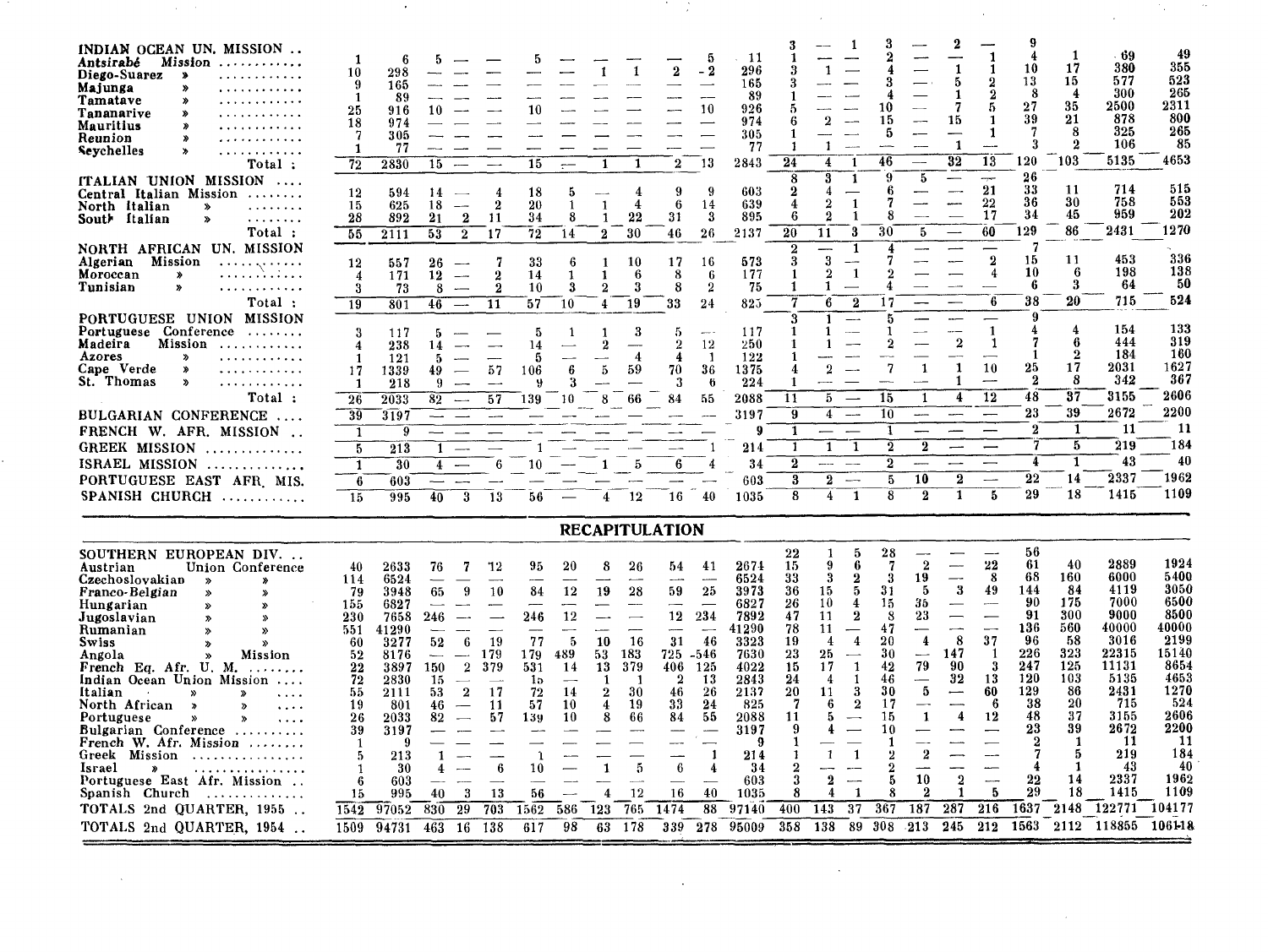| | | | | | | | | | | | | | | | | | | | | | | | |
|---|---|---|---|---|---|---|---|---|---|---|---|---|---|---|---|---|---|---|---|---|---|---|---|
| INDIAN OCEAN UN. MISSION .. | | | | | | | | | | | | | 3 | — | 1 | 3 | — | 2 | — | 9 | | | |
| *Antsirabé Mission* | 1 | 6 | 5 | — | — | 5 | — | — | — | — | 5 | 11 | 1 | — | — | 2 | — | — | 1 | 4 | 1 | 69 | 49 |
| *Diego-Suarez* » | 10 | 298 | — | — | — | — | — | 1 | 1 | 2 | -2 | 296 | 3 | 1 | — | 4 | — | 1 | 1 | 10 | 17 | 380 | 355 |
| *Majunga* » | 9 | 165 | — | — | — | — | — | — | — | — | — | 165 | 3 | — | — | 3 | — | 5 | 2 | 13 | 15 | 577 | 523 |
| *Tamatave* » | 1 | 89 | — | — | — | — | — | — | — | — | — | 89 | 1 | — | — | 4 | — | 1 | 2 | 8 | 4 | 300 | 265 |
| *Tananarive* » | 25 | 916 | 10 | — | — | 10 | — | — | — | — | 10 | 926 | 5 | — | — | 10 | — | 7 | 5 | 27 | 35 | 2500 | 2311 |
| *Mauritius* » | 18 | 974 | — | — | — | — | — | — | — | — | — | 974 | 6 | 2 | — | 15 | — | 15 | 1 | 39 | 21 | 878 | 800 |
| *Reunion* » | 7 | 305 | — | — | — | — | — | — | — | — | — | 305 | 1 | — | — | 5 | — | — | 1 | 7 | 8 | 325 | 265 |
| *Seychelles* » | 1 | 77 | — | — | — | — | — | — | — | — | — | 77 | 1 | 1 | — | — | — | 1 | — | 3 | 2 | 106 | 85 |
| Total : | 72 | 2830 | 15 | — | — | 15 | — | 1 | 1 | 2 | 13 | 2843 | 24 | 4 | 1 | 46 | — | 32 | 13 | 120 | 103 | 5135 | 4653 |
| ITALIAN UNION MISSION .... | | | | | | | | | | | | | 8 | 3 | 1 | 9 | 5 | — | — | 26 | | | |
| Central Italian Mission | 12 | 594 | 14 | — | 4 | 18 | 5 | — | 4 | 9 | 9 | 603 | 2 | 4 | — | 6 | — | — | 21 | 33 | 11 | 714 | 515 |
| North Italian » | 15 | 625 | 18 | — | 2 | 20 | 1 | 1 | 4 | 6 | 14 | 639 | 4 | 2 | 1 | 7 | — | — | 22 | 36 | 30 | 758 | 553 |
| South Italian » | 28 | 892 | 21 | 2 | 11 | 34 | 8 | 1 | 22 | 31 | 3 | 895 | 6 | 2 | 1 | 8 | — | — | 17 | 34 | 45 | 959 | 202 |
| Total : | 55 | 2111 | 53 | 2 | 17 | 72 | 14 | 2 | 30 | 46 | 26 | 2137 | 20 | 11 | 3 | 30 | 5 | — | 60 | 129 | 86 | 2431 | 1270 |
| NORTH AFRICAN UN. MISSION | | | | | | | | | | | | | 2 | — | 1 | 4 | — | — | — | 7 | | | |
| Algerian Mission | 12 | 557 | 26 | — | 7 | 33 | 6 | 1 | 10 | 17 | 16 | 573 | 3 | 3 | — | 7 | — | — | 2 | 15 | 11 | 453 | 336 |
| Moroccan » | 4 | 171 | 12 | — | 2 | 14 | 1 | 1 | 6 | 8 | 6 | 177 | 1 | 2 | 1 | 2 | — | — | 4 | 10 | 6 | 198 | 138 |
| Tunisian » | 3 | 73 | 8 | — | 2 | 10 | 3 | 2 | 3 | 8 | 2 | 75 | 1 | 1 | — | 4 | — | — | — | 6 | 3 | 64 | 50 |
| Total : | 19 | 801 | 46 | — | 11 | 57 | 10 | 4 | 19 | 33 | 24 | 825 | 7 | 6 | 2 | 17 | — | — | 6 | 38 | 20 | 715 | 524 |
| PORTUGUESE UNION MISSION | | | | | | | | | | | | | 3 | 1 | — | 5 | — | — | — | 9 | | | |
| Portuguese Conference | 3 | 117 | 5 | — | — | 5 | 1 | 1 | 3 | 5 | — | 117 | 1 | 1 | — | 1 | — | — | 1 | 4 | 4 | 154 | 133 |
| Madeira Mission | 4 | 238 | 14 | — | — | 14 | — | 2 | — | 2 | 12 | 250 | 1 | 1 | — | 2 | — | 2 | 1 | 7 | 6 | 444 | 319 |
| Azores » | 1 | 121 | 5 | — | — | 5 | — | — | 4 | 4 | 1 | 122 | 1 | — | — | — | — | — | — | 1 | 2 | 184 | 160 |
| Cape Verde » | 17 | 1339 | 49 | — | 57 | 106 | 6 | 5 | 59 | 70 | 36 | 1375 | 4 | 2 | — | 7 | 1 | 1 | 10 | 25 | 17 | 2031 | 1627 |
| St. Thomas » | 1 | 218 | 9 | — | — | 9 | 3 | — | — | 3 | 6 | 224 | 1 | — | — | — | — | 1 | — | 2 | 8 | 342 | 367 |
| Total : | 26 | 2033 | 82 | — | 57 | 139 | 10 | 8 | 66 | 84 | 55 | 2088 | 11 | 5 | — | 15 | 1 | 4 | 12 | 48 | 37 | 3155 | 2606 |
| BULGARIAN CONFERENCE .... | 39 | 3197 | — | — | — | — | — | — | — | — | — | 3197 | 9 | 4 | — | 10 | — | — | — | 23 | 39 | 2672 | 2200 |
| FRENCH W. AFR. MISSION .. | 1 | 9 | — | — | — | — | — | — | — | — | — | 9 | 1 | — | — | 1 | — | — | — | 2 | 1 | 11 | 11 |
| GREEK MISSION ............ | 5 | 213 | 1 | — | — | 1 | — | — | — | — | 1 | 214 | 1 | 1 | 1 | 2 | 2 | — | — | 7 | 5 | 219 | 184 |
| ISRAEL MISSION ............ | 1 | 30 | 4 | — | 6 | 10 | — | 1 | 5 | 6 | 4 | 34 | 2 | — | — | 2 | — | — | — | 4 | 1 | 43 | 40 |
| PORTUGUESE EAST AFR. MIS. | 6 | 603 | — | — | — | — | — | — | — | — | — | 603 | 3 | 2 | — | 5 | 10 | 2 | — | 22 | 14 | 2337 | 1962 |
| SPANISH CHURCH ............ | 15 | 995 | 40 | 3 | 13 | 56 | — | 4 | 12 | 16 | 40 | 1035 | 8 | 4 | 1 | 8 | 2 | 1 | 5 | 29 | 18 | 1415 | 1109 |

## RECAPITULATION

| | | | | | | | | | | | | | | | | | | | | | | | |
|---|---|---|---|---|---|---|---|---|---|---|---|---|---|---|---|---|---|---|---|---|---|---|---|
| SOUTHERN EUROPEAN DIV. .. | | | | | | | | | | | | | 22 | 1 | 5 | 28 | — | — | — | 56 | | | |
| Austrian Union Conference | 40 | 2633 | 76 | 7 | 12 | 95 | 20 | 8 | 26 | 54 | 41 | 2674 | 15 | 9 | 6 | 7 | 2 | — | 22 | 61 | 40 | 2889 | 1924 |
| Czechoslovakian » » | 114 | 6524 | — | — | — | — | — | — | — | — | — | 6524 | 33 | 3 | 2 | 3 | 19 | — | 8 | 68 | 160 | 6000 | 5400 |
| Franco-Belgian » » | 79 | 3948 | 65 | 9 | 10 | 84 | 12 | 19 | 28 | 59 | 25 | 3973 | 36 | 15 | 5 | 31 | 5 | 3 | 49 | 144 | 84 | 4119 | 3050 |
| Hungarian » » | 155 | 6827 | — | — | — | — | — | — | — | — | — | 6827 | 26 | 10 | 4 | 15 | 35 | — | — | 90 | 175 | 7000 | 6500 |
| Jugoslavian » » | 230 | 7658 | 246 | — | — | 246 | 12 | — | — | 12 | 234 | 7892 | 47 | 11 | 2 | 8 | 23 | — | — | 91 | 300 | 9000 | 8500 |
| Rumanian » » | 551 | 41290 | — | — | — | — | — | — | — | — | — | 41290 | 78 | 11 | — | 47 | — | — | — | 136 | 560 | 40000 | 40000 |
| Swiss » » | 60 | 3277 | 52 | 6 | 19 | 77 | 5 | 10 | 16 | 31 | 46 | 3323 | 19 | 4 | 4 | 20 | 4 | 8 | 37 | 96 | 58 | 3016 | 2199 |
| Angola » Mission | 52 | 8176 | — | — | 179 | 179 | 489 | 53 | 183 | 725 | -546 | 7630 | 23 | 25 | — | 30 | — | 147 | 1 | 226 | 323 | 22315 | 15140 |
| French Eq. Afr. U. M. ........ | 22 | 3897 | 150 | 2 | 379 | 531 | 14 | 13 | 379 | 406 | 125 | 4022 | 15 | 17 | 1 | 42 | 79 | 90 | 3 | 247 | 125 | 11131 | 8654 |
| Indian Ocean Union Mission .... | 72 | 2830 | 15 | — | — | 15 | — | 1 | 1 | 2 | 13 | 2843 | 24 | 4 | 1 | 46 | — | 32 | 13 | 120 | 103 | 5135 | 4653 |
| Italian » » .... | 55 | 2111 | 53 | 2 | 17 | 72 | 14 | 2 | 30 | 46 | 26 | 2137 | 20 | 11 | 3 | 30 | 5 | — | 60 | 129 | 86 | 2431 | 1270 |
| North African » » .... | 19 | 801 | 46 | — | 11 | 57 | 10 | 4 | 19 | 33 | 24 | 825 | 7 | 6 | 2 | 17 | — | — | 6 | 38 | 20 | 715 | 524 |
| Portuguese » » .... | 26 | 2033 | 82 | — | 57 | 139 | 10 | 8 | 66 | 84 | 55 | 2088 | 11 | 5 | — | 15 | 1 | 4 | 12 | 48 | 37 | 3155 | 2606 |
| Bulgarian Conference .......... | 39 | 3197 | — | — | — | — | — | — | — | — | — | 3197 | 9 | 4 | — | 10 | — | — | — | 23 | 39 | 2672 | 2200 |
| French W. Afr. Mission ........ | 1 | 9 | — | — | — | — | — | — | — | — | — | 9 | 1 | — | — | 1 | — | — | — | 2 | 1 | 11 | 11 |
| Greek Mission ............... | 5 | 213 | 1 | — | — | 1 | — | — | — | — | 1 | 214 | 1 | 1 | 1 | 2 | 2 | — | — | 7 | 5 | 219 | 184 |
| Israel » ............... | 1 | 30 | 4 | — | 6 | 10 | — | 1 | 5 | 6 | 4 | 34 | 2 | — | — | 2 | — | — | — | 4 | 1 | 43 | 40 |
| Portuguese East Afr. Mission .. | 6 | 603 | — | — | — | — | — | — | — | — | — | 603 | 3 | 2 | — | 5 | 10 | 2 | — | 22 | 14 | 2337 | 1962 |
| Spanish Church ............. | 15 | 995 | 40 | 3 | 13 | 56 | — | 4 | 12 | 16 | 40 | 1035 | 8 | 4 | 1 | 8 | 2 | 1 | 5 | 29 | 18 | 1415 | 1109 |
| TOTALS 2nd QUARTER, 1955 .. | 1542 | 97052 | 830 | 29 | 703 | 1562 | 586 | 123 | 765 | 1474 | 88 | 97140 | 400 | 143 | 37 | 367 | 187 | 287 | 216 | 1637 | 2148 | 122771 | 104177 |
| TOTALS 2nd QUARTER, 1954 .. | 1509 | 94731 | 463 | 16 | 138 | 617 | 98 | 63 | 178 | 339 | 278 | 95009 | 358 | 138 | 89 | 308 | 213 | 245 | 212 | 1563 | 2112 | 118855 | 106118 |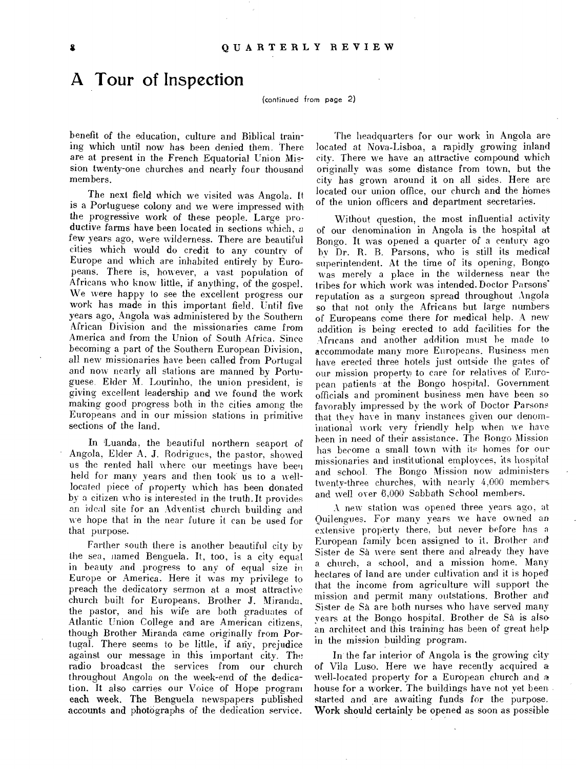# A Tour of Inspection

(continued from page 2)

benefit of the education, culture and Biblical training which until now has been denied them. There are at present in the French Equatorial Union Mission twenty-one churches and nearly four thousand members.

The next field which we visited was Angola. It is a Portuguese colony and we were impressed with the progressive work of these people. Large productive farms have been located in sections which, a few years ago, were wilderness. There are beautiful cities which would do credit to any country of Europe and which are inhabited entirely by Europeans. There is, however, a vast population of Africans who know little, if anything, of the gospel. We were happy to see the excellent progress our work has made in this important field. Until five years ago, Angola was administered by the Southern African Division and the missionaries came from America and from the Union of South Africa. Since becoming a part of the Southern European Division, all new missionaries have been called from Portugal and now nearly all stations are manned by Portuguese. Elder M. Lourinho, the union president, is giving excellent leadership and we found the work making good progress both in the cities among the Europeans and in our mission stations in primitive sections of the land.

In Luanda, the beautiful northern seaport of Angola, Elder A. J. Rodrigues, the pastor, showed us the rented hall where our meetings have been held for many years and then took us to a well-located piece of property which has been donated by a citizen who is interested in the truth. It provides an ideal site for an Adventist church building and we hope that in the near future it can be used for that purpose.

Farther south there is another beautiful city by the sea, named Benguela. It, too, is a city equal in beauty and progress to any of equal size in Europe or America. Here it was my privilege to preach the dedicatory sermon at a most attractive church built for Europeans. Brother J. Miranda, the pastor, and his wife are both graduates of Atlantic Union College and are American citizens, though Brother Miranda came originally from Portugal. There seems to be little, if any, prejudice against our message in this important city. The radio broadcast the services from our church throughout Angola on the week-end of the dedication. It also carries our Voice of Hope program each week. The Benguela newspapers published accounts and photographs of the dedication service.

The headquarters for our work in Angola are located at Nova-Lisboa, a rapidly growing inland city. There we have an attractive compound which originally was some distance from town, but the city has grown around it on all sides. Here are located our union office, our church and the homes of the union officers and department secretaries.

Without question, the most influential activity of our denomination in Angola is the hospital at Bongo. It was opened a quarter of a century ago by Dr. R. B. Parsons, who is still its medical superintendent. At the time of its opening, Bongo was merely a place in the wilderness near the tribes for which work was intended. Doctor Parsons' reputation as a surgeon spread throughout Angola so that not only the Africans but large numbers of Europeans come there for medical help. A new addition is being erected to add facilities for the Africans and another addition must be made to accommodate many more Europeans. Business men have erected three hotels just outside the gates of our mission property to care for relatives of European patients at the Bongo hospital. Government officials and prominent business men have been so favorably impressed by the work of Doctor Parsons that they have in many instances given our denominational work very friendly help when we have been in need of their assistance. The Bongo Mission has become a small town with its homes for our missionaries and institutional employees, its hospital and school. The Bongo Mission now administers twenty-three churches, with nearly 4,000 members and well over 6,000 Sabbath School members.

A new station was opened three years ago, at Quilengues. For many years we have owned an extensive property there, but never before has a European family been assigned to it. Brother and Sister de Sà were sent there and already they have a church, a school, and a mission home. Many hectares of land are under cultivation and it is hoped that the income from agriculture will support the mission and permit many outstations. Brother and Sister de Sà are both nurses who have served many years at the Bongo hospital. Brother de Sà is also an architect and this training has been of great help in the mission building program.

In the far interior of Angola is the growing city of Vila Luso. Here we have recently acquired a well-located property for a European church and a house for a worker. The buildings have not yet been started and are awaiting funds for the purpose. Work should certainly be opened as soon as possible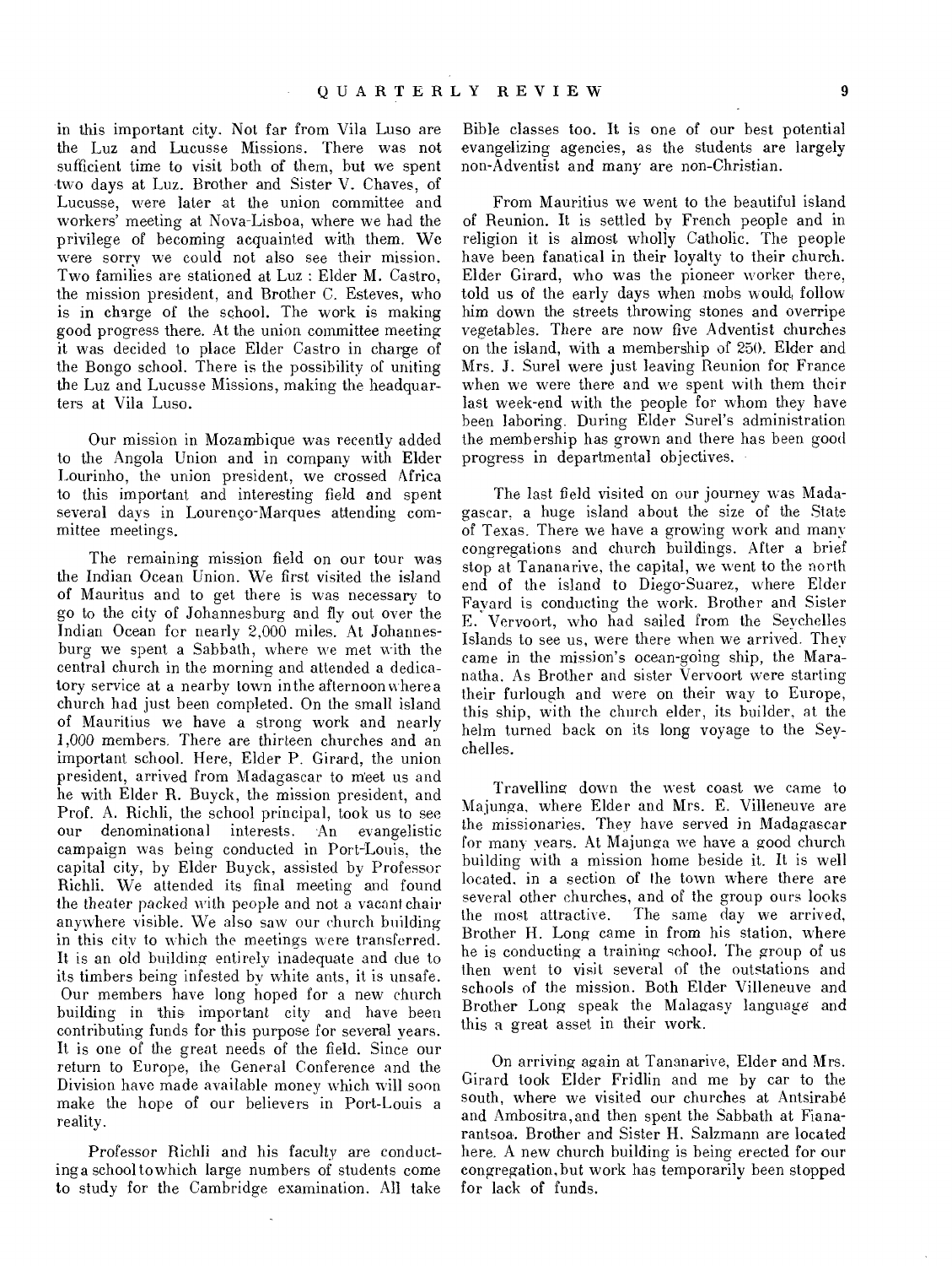in this important city. Not far from Vila Luso are the Luz and Lucusse Missions. There was not sufficient time to visit both of them, but we spent two days at Luz. Brother and Sister V. Chaves, of Lucusse, were later at the union committee and workers' meeting at Nova-Lisboa, where we had the privilege of becoming acquainted with them. We were sorry we could not also see their mission. Two families are stationed at Luz : Elder M. Castro, the mission president, and Brother C. Esteves, who is in charge of the school. The work is making good progress there. At the union committee meeting it was decided to place Elder Castro in charge of the Bongo school. There is the possibility of uniting the Luz and Lucusse Missions, making the headquarters at Vila Luso.

Our mission in Mozambique was recently added to the Angola Union and in company with Elder Lourinho, the union president, we crossed Africa to this important and interesting field and spent several days in Lourenço-Marques attending committee meetings.

The remaining mission field on our tour was the Indian Ocean Union. We first visited the island of Mauritius and to get there is was necessary to go to the city of Johannesburg and fly out over the Indian Ocean for nearly 2,000 miles. At Johannesburg we spent a Sabbath, where we met with the central church in the morning and attended a dedicatory service at a nearby town in the afternoon where a church had just been completed. On the small island of Mauritius we have a strong work and nearly 1,000 members. There are thirteen churches and an important school. Here, Elder P. Girard, the union president, arrived from Madagascar to meet us and he with Elder R. Buyck, the mission president, and Prof. A. Richli, the school principal, took us to see our denominational interests. An evangelistic campaign was being conducted in Port-Louis, the capital city, by Elder Buyck, assisted by Professor Richli. We attended its final meeting and found the theater packed with people and not a vacant chair anywhere visible. We also saw our church building in this city to which the meetings were transferred. It is an old building entirely inadequate and due to its timbers being infested by white ants, it is unsafe. Our members have long hoped for a new church building in this important city and have been contributing funds for this purpose for several years. It is one of the great needs of the field. Since our return to Europe, the General Conference and the Division have made available money which will soon make the hope of our believers in Port-Louis a reality.

Professor Richli and his faculty are conducting a school to which large numbers of students come to study for the Cambridge examination. All take Bible classes too. It is one of our best potential evangelizing agencies, as the students are largely non-Adventist and many are non-Christian.

From Mauritius we went to the beautiful island of Reunion. It is settled by French people and in religion it is almost wholly Catholic. The people have been fanatical in their loyalty to their church. Elder Girard, who was the pioneer worker there, told us of the early days when mobs would follow him down the streets throwing stones and overripe vegetables. There are now five Adventist churches on the island, with a membership of 250. Elder and Mrs. J. Surel were just leaving Reunion for France when we were there and we spent with them their last week-end with the people for whom they have been laboring. During Elder Surel's administration the membership has grown and there has been good progress in departmental objectives.

The last field visited on our journey was Madagascar, a huge island about the size of the State of Texas. There we have a growing work and many congregations and church buildings. After a brief stop at Tananarive, the capital, we went to the north end of the island to Diego-Suarez, where Elder Fayard is conducting the work. Brother and Sister E. Vervoort, who had sailed from the Seychelles Islands to see us, were there when we arrived. They came in the mission's ocean-going ship, the Maranatha. As Brother and sister Vervoort were starting their furlough and were on their way to Europe, this ship, with the church elder, its builder, at the helm turned back on its long voyage to the Seychelles.

Travelling down the west coast we came to Majunga, where Elder and Mrs. E. Villeneuve are the missionaries. They have served in Madagascar for many years. At Majunga we have a good church building with a mission home beside it. It is well located, in a section of the town where there are several other churches, and of the group ours looks the most attractive. The same day we arrived, Brother H. Long came in from his station, where he is conducting a training school. The group of us then went to visit several of the outstations and schools of the mission. Both Elder Villeneuve and Brother Long speak the Malagasy language and this a great asset in their work.

On arriving again at Tananarive, Elder and Mrs. Girard took Elder Fridlin and me by car to the south, where we visited our churches at Antsirabé and Ambositra, and then spent the Sabbath at Fianarantsoa. Brother and Sister H. Salzmann are located here. A new church building is being erected for our congregation, but work has temporarily been stopped for lack of funds.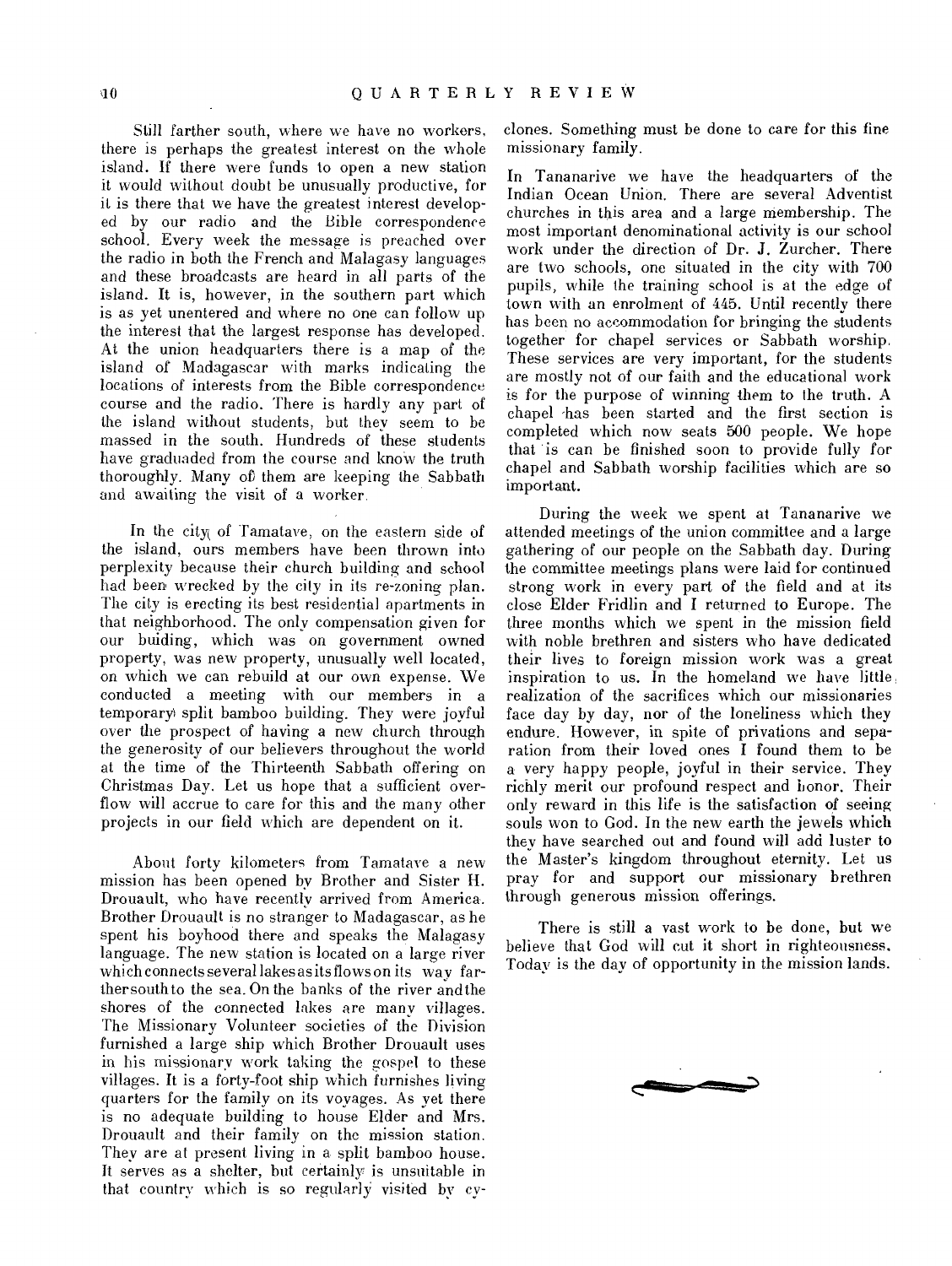Still farther south, where we have no workers, there is perhaps the greatest interest on the whole island. If there were funds to open a new station it would without doubt be unusually productive, for it is there that we have the greatest interest developed by our radio and the Bible correspondence school. Every week the message is preached over the radio in both the French and Malagasy languages and these broadcasts are heard in all parts of the island. It is, however, in the southern part which is as yet unentered and where no one can follow up the interest that the largest response has developed. At the union headquarters there is a map of the island of Madagascar with marks indicating the locations of interests from the Bible correspondence course and the radio. There is hardly any part of the island without students, but they seem to be massed in the south. Hundreds of these students have graduaded from the course and know the truth thoroughly. Many of them are keeping the Sabbath and awaiting the visit of a worker.

In the city of Tamatave, on the eastern side of the island, ours members have been thrown into perplexity because their church building and school had been wrecked by the city in its re-zoning plan. The city is erecting its best residential apartments in that neighborhood. The only compensation given for our buiding, which was on government owned property, was new property, unusually well located, on which we can rebuild at our own expense. We conducted a meeting with our members in a temporary split bamboo building. They were joyful over the prospect of having a new church through the generosity of our believers throughout the world at the time of the Thirteenth Sabbath offering on Christmas Day. Let us hope that a sufficient overflow will accrue to care for this and the many other projects in our field which are dependent on it.

About forty kilometers from Tamatave a new mission has been opened by Brother and Sister H. Drouault, who have recently arrived from America. Brother Drouault is no stranger to Madagascar, as he spent his boyhood there and speaks the Malagasy language. The new station is located on a large river which connects several lakes as its flows on its way farther south to the sea. On the banks of the river and the shores of the connected lakes are many villages. The Missionary Volunteer societies of the Division furnished a large ship which Brother Drouault uses in his missionary work taking the gospel to these villages. It is a forty-foot ship which furnishes living quarters for the family on its voyages. As yet there is no adequate building to house Elder and Mrs. Drouault and their family on the mission station. They are at present living in a split bamboo house. It serves as a shelter, but certainly is unsuitable in that country which is so regularly visited by cyclones. Something must be done to care for this fine missionary family.

In Tananarive we have the headquarters of the Indian Ocean Union. There are several Adventist churches in this area and a large membership. The most important denominational activity is our school work under the direction of Dr. J. Zurcher. There are two schools, one situated in the city with 700 pupils, while the training school is at the edge of town with an enrolment of 445. Until recently there has been no accommodation for bringing the students together for chapel services or Sabbath worship. These services are very important, for the students are mostly not of our faith and the educational work is for the purpose of winning them to the truth. A chapel has been started and the first section is completed which now seats 500 people. We hope that is can be finished soon to provide fully for chapel and Sabbath worship facilities which are so important.

During the week we spent at Tananarive we attended meetings of the union committee and a large gathering of our people on the Sabbath day. During the committee meetings plans were laid for continued strong work in every part of the field and at its close Elder Fridlin and I returned to Europe. The three months which we spent in the mission field with noble brethren and sisters who have dedicated their lives to foreign mission work was a great inspiration to us. In the homeland we have little realization of the sacrifices which our missionaries face day by day, nor of the loneliness which they endure. However, in spite of privations and separation from their loved ones I found them to be a very happy people, joyful in their service. They richly merit our profound respect and honor. Their only reward in this life is the satisfaction of seeing souls won to God. In the new earth the jewels which they have searched out and found will add luster to the Master's kingdom throughout eternity. Let us pray for and support our missionary brethren through generous mission offerings.

There is still a vast work to be done, but we believe that God will cut it short in righteousness. Today is the day of opportunity in the mission lands.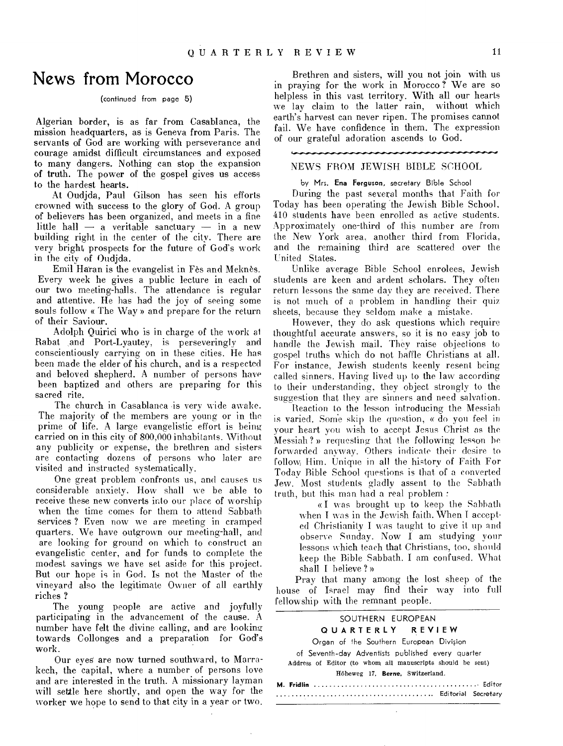# News from Morocco

(continued from page 5)

Algerian border, is as far from Casablanca, the mission headquarters, as is Geneva from Paris. The servants of God are working with perseverance and courage amidst difficult circumstances and exposed to many dangers. Nothing can stop the expansion of truth. The power of the gospel gives us access to the hardest hearts.

At Oudjda, Paul Gilson has seen his efforts crowned with success to the glory of God. A group of believers has been organized, and meets in a fine little hall — a veritable sanctuary — in a new building right in the center of the city. There are very bright prospects for the future of God's work in the city of Oudjda.

Emil Haran is the evangelist in Fès and Meknès. Every week he gives a public lecture in each of our two meeting-halls. The attendance is regular and attentive. He has had the joy of seeing some souls follow « The Way » and prepare for the return of their Saviour.

Adolph Quirici who is in charge of the work at Rabat and Port-Lyautey, is perseveringly and conscientiously carrying on in these cities. He has been made the elder of his church, and is a respected and beloved shepherd. A number of persons have been baptized and others are preparing for this sacred rite.

The church in Casablanca is very wide awake. The majority of the members are young or in the prime of life. A large evangelistic effort is being carried on in this city of 800,000 inhabitants. Without any publicity or expense, the brethren and sisters are contacting dozens of persons who later are visited and instructed systematically.

One great problem confronts us, and causes us considerable anxiety. How shall we be able to receive these new converts into our place of worship when the time comes for them to attend Sabbath services ? Even now we are meeting in cramped quarters. We have outgrown our meeting-hall, and are looking for ground on which to construct an evangelistic center, and for funds to complete the modest savings we have set aside for this project. But our hope is in God. Is not the Master of the vineyard also the legitimate Owner of all earthly riches ?

The young people are active and joyfully participating in the advancement of the cause. A number have felt the divine calling, and are looking towards Collonges and a preparation for God's work.

Our eyes are now turned southward, to Marrakech, the capital, where a number of persons love and are interested in the truth. A missionary layman will settle here shortly, and open the way for the worker we hope to send to that city in a year or two.

Brethren and sisters, will you not join with us in praying for the work in Morocco ? We are so helpless in this vast territory. With all our hearts we lay claim to the latter rain, without which earth's harvest can never ripen. The promises cannot fail. We have confidence in them. The expression of our grateful adoration ascends to God.

## NEWS FROM JEWISH BIBLE SCHOOL

by Mrs. **Ena Ferguson**, secretary Bible School

During the past several months that Faith for Today has been operating the Jewish Bible School, 410 students have been enrolled as active students. Approximately one-third of this number are from the New York area, another third from Florida, and the remaining third are scattered over the United States.

Unlike average Bible School enrolees, Jewish students are keen and ardent scholars. They often return lessons the same day they are received. There is not much of a problem in handling their quiz sheets, because they seldom make a mistake.

However, they do ask questions which require thoughtful accurate answers, so it is no easy job to handle the Jewish mail. They raise objections to gospel truths which do not baffle Christians at all. For instance, Jewish students keenly resent being called sinners. Having lived up to the law according to their understanding, they object strongly to the suggestion that they are sinners and need salvation.

Reaction to the lesson introducing the Messiah is varied. Some skip the question, « do you feel in your heart you wish to accept Jesus Christ as the Messiah ? » requesting that the following lesson be forwarded anyway. Others indicate their desire to follow Him. Unique in all the history of Faith For Today Bible School questions is that of a converted Jew. Most students gladly assent to the Sabbath truth, but this man had a real problem :

> « I was brought up to keep the Sabbath when I was in the Jewish faith. When I accepted Christianity I was taught to give it up and observe Sunday. Now I am studying your lessons which teach that Christians, too, should keep the Bible Sabbath. I am confused. What shall I believe ? »

Pray that many among the lost sheep of the house of Israel may find their way into full fellowship with the remnant people.

---

SOUTHERN EUROPEAN

**QUARTERLY REVIEW**

Organ of the Southern European Division

of Seventh-day Adventists published every quarter

Address of Editor (to whom all manuscripts should be sent)

Höheweg 17, **Berne**, Switzerland.

**M. Fridlin** .......................................... Editor

.......................................... Editorial Secretary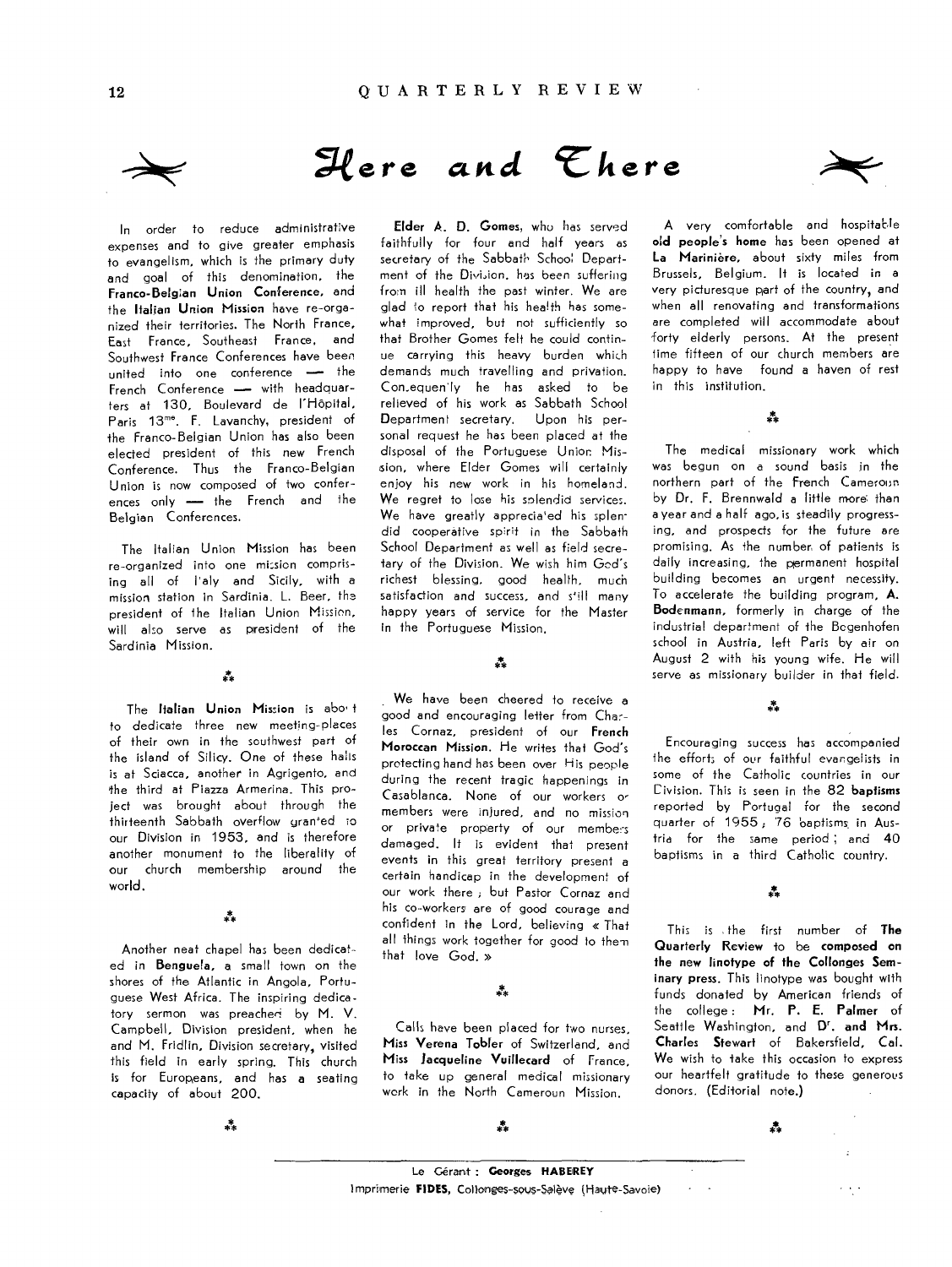# Here and There

In order to reduce administrative expenses and to give greater emphasis to evangelism, which is the primary duty and goal of this denomination, the **Franco-Belgian Union Conference**, and the **Italian Union Mission** have re-organized their territories. The North France, East France, Southeast France, and Southwest France Conferences have been united into one conference — the French Conference — with headquarters at 130, Boulevard de l'Hôpital, Paris 13me. F. Lavanchy, president of the Franco-Belgian Union has also been elected president of this new French Conference. Thus the Franco-Belgian Union is now composed of two conferences only — the French and the Belgian Conferences.

The Italian Union Mission has been re-organized into one mission comprising all of Italy and Sicily, with a mission station in Sardinia. L. Beer, the president of the Italian Union Mission, will also serve as president of the Sardinia Mission.

\*\*\*

The **Italian Union Mission** is about to dedicate three new meeting-places of their own in the southwest part of the island of Silicy. One of these halls is at Sciacca, another in Agrigento, and the third at Piazza Armerina. This project was brought about through the thirteenth Sabbath overflow granted to our Division in 1953, and is therefore another monument to the liberality of our church membership around the world.

\*\*\*

Another neat chapel has been dedicated in **Benguela**, a small town on the shores of the Atlantic in Angola, Portuguese West Africa. The inspiring dedicatory sermon was preached by M. V. Campbell, Division president, when he and M. Fridlin, Division secretary, visited this field in early spring. This church is for Europeans, and has a seating capacity of about 200.

\*\*\*

**Elder A. D. Gomes**, who has served faithfully for four and half years as secretary of the Sabbath School Department of the Division, has been suffering from ill health the past winter. We are glad to report that his health has somewhat improved, but not sufficiently so that Brother Gomes felt he could continue carrying this heavy burden which demands much travelling and privation. Consequently he has asked to be relieved of his work as Sabbath School Department secretary. Upon his personal request he has been placed at the disposal of the Portuguese Union Mission, where Elder Gomes will certainly enjoy his new work in his homeland. We regret to lose his splendid services. We have greatly appreciated his splendid cooperative spirit in the Sabbath School Department as well as field secretary of the Division. We wish him God's richest blessing, good health, much satisfaction and success, and still many happy years of service for the Master in the Portuguese Mission.

\*\*\*

We have been cheered to receive a good and encouraging letter from Charles Cornaz, president of our **French Moroccan Mission**. He writes that God's protecting hand has been over His people during the recent tragic happenings in Casablanca. None of our workers or members were injured, and no mission or private property of our members damaged. It is evident that present events in this great territory present a certain handicap in the development of our work there ; but Pastor Cornaz and his co-workers are of good courage and confident in the Lord, believing « That all things work together for good to them that love God. »

\*\*\*

Calls have been placed for two nurses, **Miss Verena Tobler** of Switzerland, and **Miss Jacqueline Vuillecard** of France, to take up general medical missionary work in the North Cameroun Mission.

\*\*\*

A very comfortable and hospitable **old people's home** has been opened at **La Marinière**, about sixty miles from Brussels, Belgium. It is located in a very picturesque part of the country, and when all renovating and transformations are completed will accommodate about forty elderly persons. At the present time fifteen of our church members are happy to have found a haven of rest in this institution.

\*\*\*

The medical missionary work which was begun on a sound basis in the northern part of the French Cameroun by Dr. F. Brennwald a little more than a year and a half ago, is steadily progressing, and prospects for the future are promising. As the number of patients is daily increasing, the permanent hospital building becomes an urgent necessity. To accelerate the building program, **A. Bodenmann**, formerly in charge of the industrial department of the Bogenhofen school in Austria, left Paris by air on August 2 with his young wife. He will serve as missionary builder in that field.

\*\*\*

Encouraging success has accompanied the efforts of our faithful evangelists in some of the Catholic countries in our Division. This is seen in the 82 **baptisms** reported by Portugal for the second quarter of 1955 ; 76 baptisms in Austria for the same period ; and 40 baptisms in a third Catholic country.

\*\*\*

This is the first number of **The Quarterly Review** to be **composed on the new linotype of the Collonges Seminary press.** This linotype was bought with funds donated by American friends of the college : **Mr. P. E. Palmer** of Seattle Washington, and **Dr. and Mrs. Charles Stewart** of Bakersfield, Cal. We wish to take this occasion to express our heartfelt gratitude to these generous donors. (Editorial note.)

\*\*\*

Le Gérant : **Georges HABEREY**

Imprimerie **FIDES**, Collonges-sous-Salève (Haute-Savoie)